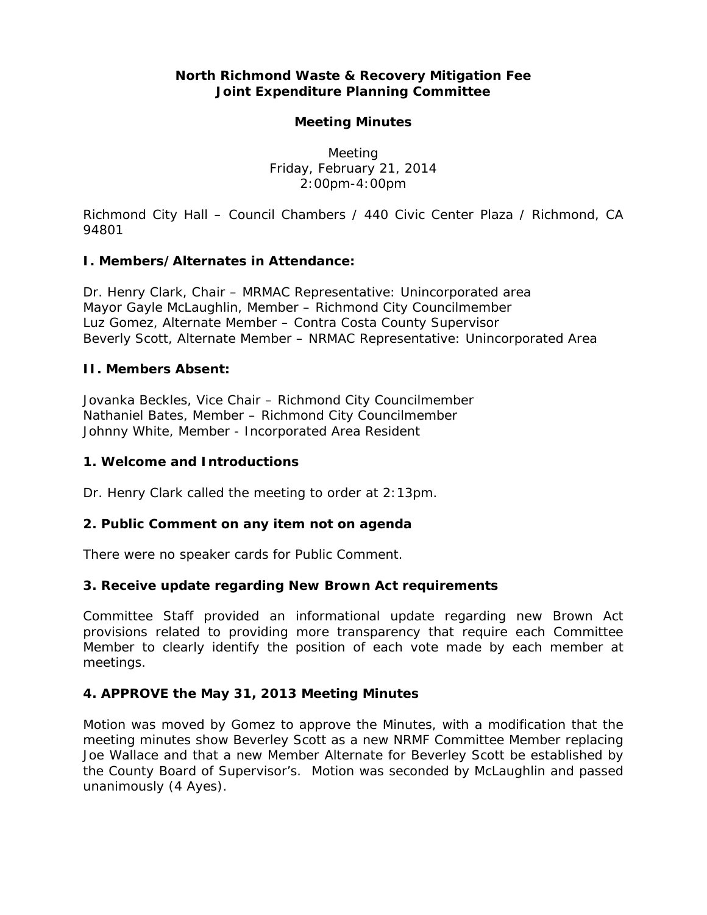# North Richmond Waste & Recovery Mitigation Fee
# Joint Expenditure Planning Committee

## Meeting Minutes

Meeting
Friday, February 21, 2014
2:00pm-4:00pm

Richmond City Hall – Council Chambers / 440 Civic Center Plaza / Richmond, CA 94801

### I. Members/Alternates in Attendance:

Dr. Henry Clark, Chair – MRMAC Representative: Unincorporated area
Mayor Gayle McLaughlin, Member – Richmond City Councilmember
Luz Gomez, Alternate Member – Contra Costa County Supervisor
Beverly Scott, Alternate Member – NRMAC Representative: Unincorporated Area

### II. Members Absent:

Jovanka Beckles, Vice Chair – Richmond City Councilmember
Nathaniel Bates, Member – Richmond City Councilmember
Johnny White, Member - Incorporated Area Resident

### 1. Welcome and Introductions

Dr. Henry Clark called the meeting to order at 2:13pm.

### 2. Public Comment on any item not on agenda

There were no speaker cards for Public Comment.

### 3. Receive update regarding New Brown Act requirements

Committee Staff provided an informational update regarding new Brown Act provisions related to providing more transparency that require each Committee Member to clearly identify the position of each vote made by each member at meetings.

### 4. APPROVE the May 31, 2013 Meeting Minutes

Motion was moved by Gomez to approve the Minutes, with a modification that the meeting minutes show Beverley Scott as a new NRMF Committee Member replacing Joe Wallace and that a new Member Alternate for Beverley Scott be established by the County Board of Supervisor's. Motion was seconded by McLaughlin and passed unanimously (4 Ayes).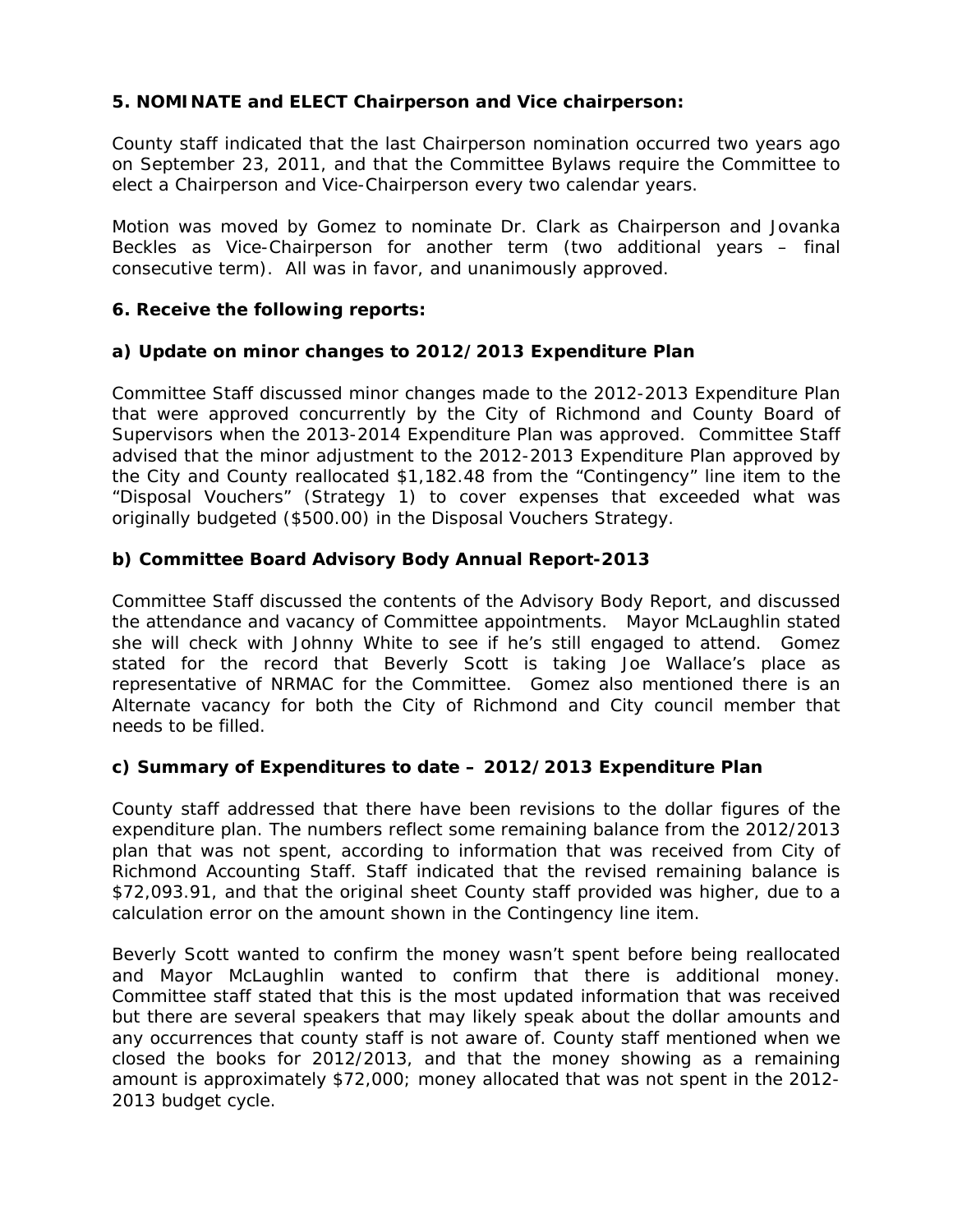**5. NOMINATE and ELECT Chairperson and Vice chairperson:**

County staff indicated that the last Chairperson nomination occurred two years ago on September 23, 2011, and that the Committee Bylaws require the Committee to elect a Chairperson and Vice-Chairperson every two calendar years.

Motion was moved by Gomez to nominate Dr. Clark as Chairperson and Jovanka Beckles as Vice-Chairperson for another term (two additional years – final consecutive term). All was in favor, and unanimously approved.

**6. Receive the following reports:**

**a) Update on minor changes to 2012/2013 Expenditure Plan**

Committee Staff discussed minor changes made to the 2012-2013 Expenditure Plan that were approved concurrently by the City of Richmond and County Board of Supervisors when the 2013-2014 Expenditure Plan was approved. Committee Staff advised that the minor adjustment to the 2012-2013 Expenditure Plan approved by the City and County reallocated $1,182.48 from the "Contingency" line item to the "Disposal Vouchers" (Strategy 1) to cover expenses that exceeded what was originally budgeted ($500.00) in the Disposal Vouchers Strategy.

**b) Committee Board Advisory Body Annual Report-2013**

Committee Staff discussed the contents of the Advisory Body Report, and discussed the attendance and vacancy of Committee appointments. Mayor McLaughlin stated she will check with Johnny White to see if he's still engaged to attend. Gomez stated for the record that Beverly Scott is taking Joe Wallace's place as representative of NRMAC for the Committee. Gomez also mentioned there is an Alternate vacancy for both the City of Richmond and City council member that needs to be filled.

**c) Summary of Expenditures to date – 2012/2013 Expenditure Plan**

County staff addressed that there have been revisions to the dollar figures of the expenditure plan. The numbers reflect some remaining balance from the 2012/2013 plan that was not spent, according to information that was received from City of Richmond Accounting Staff. Staff indicated that the revised remaining balance is $72,093.91, and that the original sheet County staff provided was higher, due to a calculation error on the amount shown in the Contingency line item.

Beverly Scott wanted to confirm the money wasn't spent before being reallocated and Mayor McLaughlin wanted to confirm that there is additional money. Committee staff stated that this is the most updated information that was received but there are several speakers that may likely speak about the dollar amounts and any occurrences that county staff is not aware of. County staff mentioned when we closed the books for 2012/2013, and that the money showing as a remaining amount is approximately $72,000; money allocated that was not spent in the 2012-2013 budget cycle.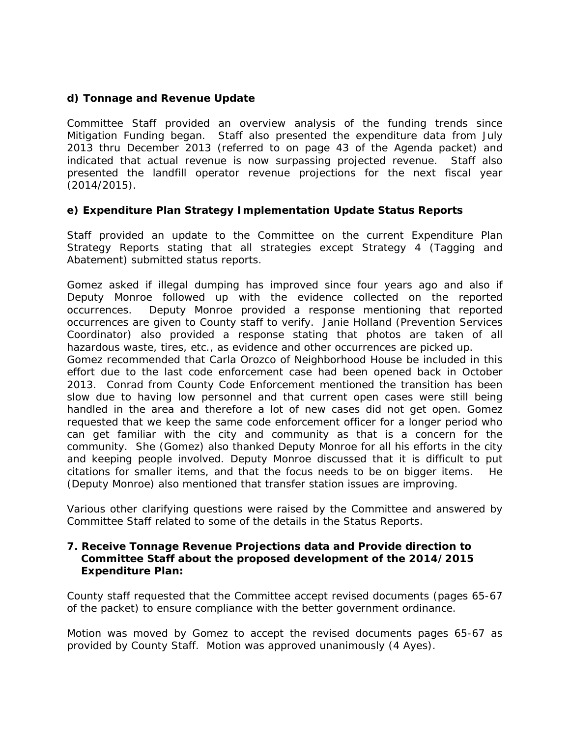**d) Tonnage and Revenue Update**

Committee Staff provided an overview analysis of the funding trends since Mitigation Funding began. Staff also presented the expenditure data from July 2013 thru December 2013 (referred to on page 43 of the Agenda packet) and indicated that actual revenue is now surpassing projected revenue. Staff also presented the landfill operator revenue projections for the next fiscal year (2014/2015).

**e) Expenditure Plan Strategy Implementation Update Status Reports**

Staff provided an update to the Committee on the current Expenditure Plan Strategy Reports stating that all strategies except Strategy 4 (Tagging and Abatement) submitted status reports.

Gomez asked if illegal dumping has improved since four years ago and also if Deputy Monroe followed up with the evidence collected on the reported occurrences. Deputy Monroe provided a response mentioning that reported occurrences are given to County staff to verify. Janie Holland (Prevention Services Coordinator) also provided a response stating that photos are taken of all hazardous waste, tires, etc., as evidence and other occurrences are picked up.
Gomez recommended that Carla Orozco of Neighborhood House be included in this effort due to the last code enforcement case had been opened back in October 2013. Conrad from County Code Enforcement mentioned the transition has been slow due to having low personnel and that current open cases were still being handled in the area and therefore a lot of new cases did not get open. Gomez requested that we keep the same code enforcement officer for a longer period who can get familiar with the city and community as that is a concern for the community. She (Gomez) also thanked Deputy Monroe for all his efforts in the city and keeping people involved. Deputy Monroe discussed that it is difficult to put citations for smaller items, and that the focus needs to be on bigger items. He (Deputy Monroe) also mentioned that transfer station issues are improving.

Various other clarifying questions were raised by the Committee and answered by Committee Staff related to some of the details in the Status Reports.

**7. Receive Tonnage Revenue Projections data and Provide direction to Committee Staff about the proposed development of the 2014/2015 Expenditure Plan:**

County staff requested that the Committee accept revised documents (pages 65-67 of the packet) to ensure compliance with the better government ordinance.

Motion was moved by Gomez to accept the revised documents pages 65-67 as provided by County Staff. Motion was approved unanimously (4 Ayes).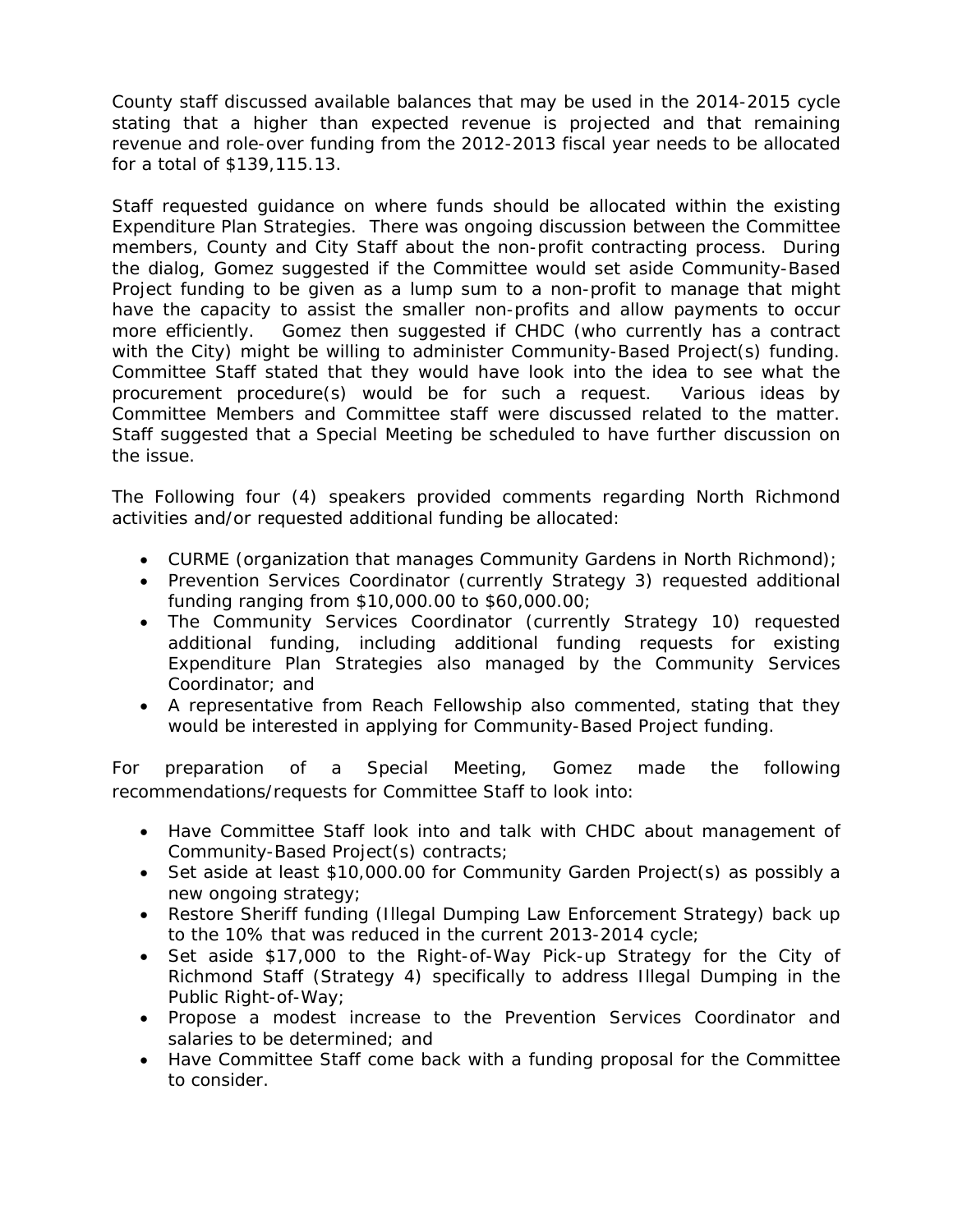County staff discussed available balances that may be used in the 2014-2015 cycle stating that a higher than expected revenue is projected and that remaining revenue and role-over funding from the 2012-2013 fiscal year needs to be allocated for a total of $139,115.13.

Staff requested guidance on where funds should be allocated within the existing Expenditure Plan Strategies. There was ongoing discussion between the Committee members, County and City Staff about the non-profit contracting process. During the dialog, Gomez suggested if the Committee would set aside Community-Based Project funding to be given as a lump sum to a non-profit to manage that might have the capacity to assist the smaller non-profits and allow payments to occur more efficiently. Gomez then suggested if CHDC (who currently has a contract with the City) might be willing to administer Community-Based Project(s) funding. Committee Staff stated that they would have look into the idea to see what the procurement procedure(s) would be for such a request. Various ideas by Committee Members and Committee staff were discussed related to the matter. Staff suggested that a Special Meeting be scheduled to have further discussion on the issue.

The Following four (4) speakers provided comments regarding North Richmond activities and/or requested additional funding be allocated:

- CURME (organization that manages Community Gardens in North Richmond);
- Prevention Services Coordinator (currently Strategy 3) requested additional funding ranging from $10,000.00 to $60,000.00;
- The Community Services Coordinator (currently Strategy 10) requested additional funding, including additional funding requests for existing Expenditure Plan Strategies also managed by the Community Services Coordinator; and
- A representative from Reach Fellowship also commented, stating that they would be interested in applying for Community-Based Project funding.

For preparation of a Special Meeting, Gomez made the following recommendations/requests for Committee Staff to look into:

- Have Committee Staff look into and talk with CHDC about management of Community-Based Project(s) contracts;
- Set aside at least $10,000.00 for Community Garden Project(s) as possibly a new ongoing strategy;
- Restore Sheriff funding (Illegal Dumping Law Enforcement Strategy) back up to the 10% that was reduced in the current 2013-2014 cycle;
- Set aside $17,000 to the Right-of-Way Pick-up Strategy for the City of Richmond Staff (Strategy 4) specifically to address Illegal Dumping in the Public Right-of-Way;
- Propose a modest increase to the Prevention Services Coordinator and salaries to be determined; and
- Have Committee Staff come back with a funding proposal for the Committee to consider.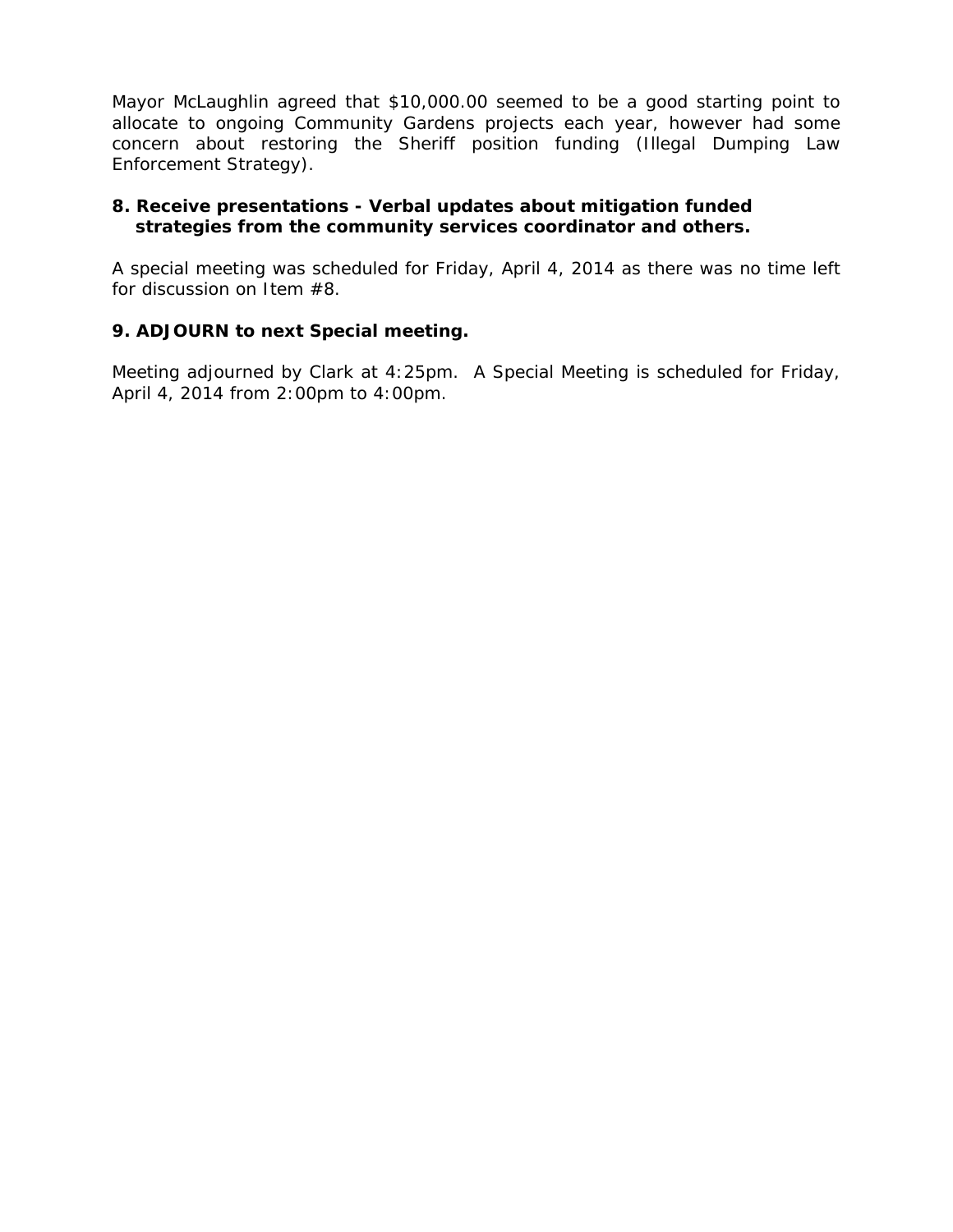Mayor McLaughlin agreed that $10,000.00 seemed to be a good starting point to allocate to ongoing Community Gardens projects each year, however had some concern about restoring the Sheriff position funding (Illegal Dumping Law Enforcement Strategy).

**8. Receive presentations - Verbal updates about mitigation funded strategies from the community services coordinator and others.**

A special meeting was scheduled for Friday, April 4, 2014 as there was no time left for discussion on Item #8.

**9. ADJOURN to next Special meeting.**

Meeting adjourned by Clark at 4:25pm. A Special Meeting is scheduled for Friday, April 4, 2014 from 2:00pm to 4:00pm.